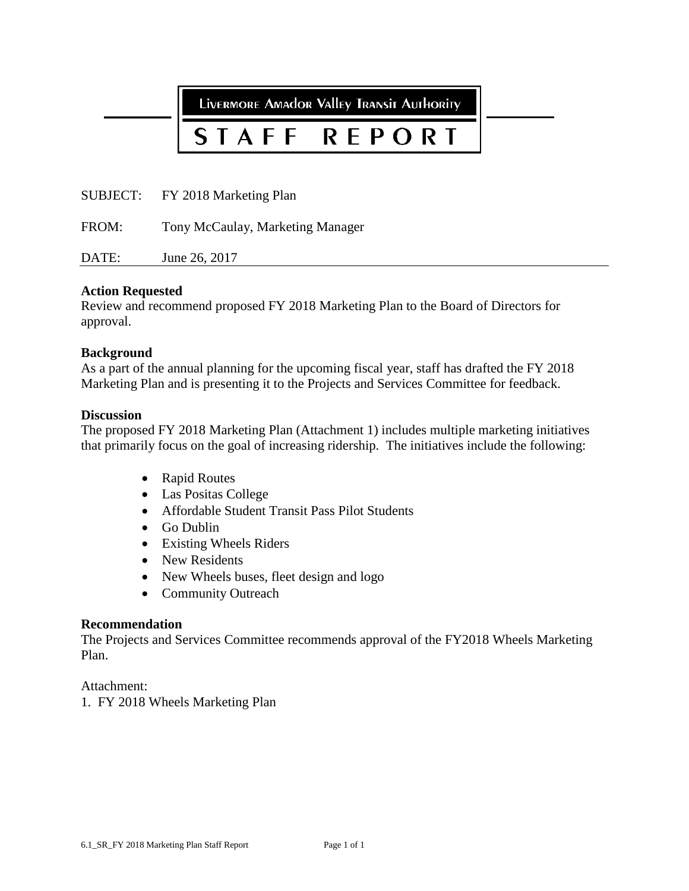# Livermore Amador Valley Transit Authority

# STAFF REPORT

SUBJECT: FY 2018 Marketing Plan

FROM: Tony McCaulay, Marketing Manager

DATE: June 26, 2017

**Action Requested**

Review and recommend proposed FY 2018 Marketing Plan to the Board of Directors for approval.

**Background**

As a part of the annual planning for the upcoming fiscal year, staff has drafted the FY 2018 Marketing Plan and is presenting it to the Projects and Services Committee for feedback.

**Discussion**

The proposed FY 2018 Marketing Plan (Attachment 1) includes multiple marketing initiatives that primarily focus on the goal of increasing ridership. The initiatives include the following:

- Rapid Routes
- Las Positas College
- Affordable Student Transit Pass Pilot Students
- Go Dublin
- Existing Wheels Riders
- New Residents
- New Wheels buses, fleet design and logo
- Community Outreach

**Recommendation**

The Projects and Services Committee recommends approval of the FY2018 Wheels Marketing Plan.

Attachment:

1. FY 2018 Wheels Marketing Plan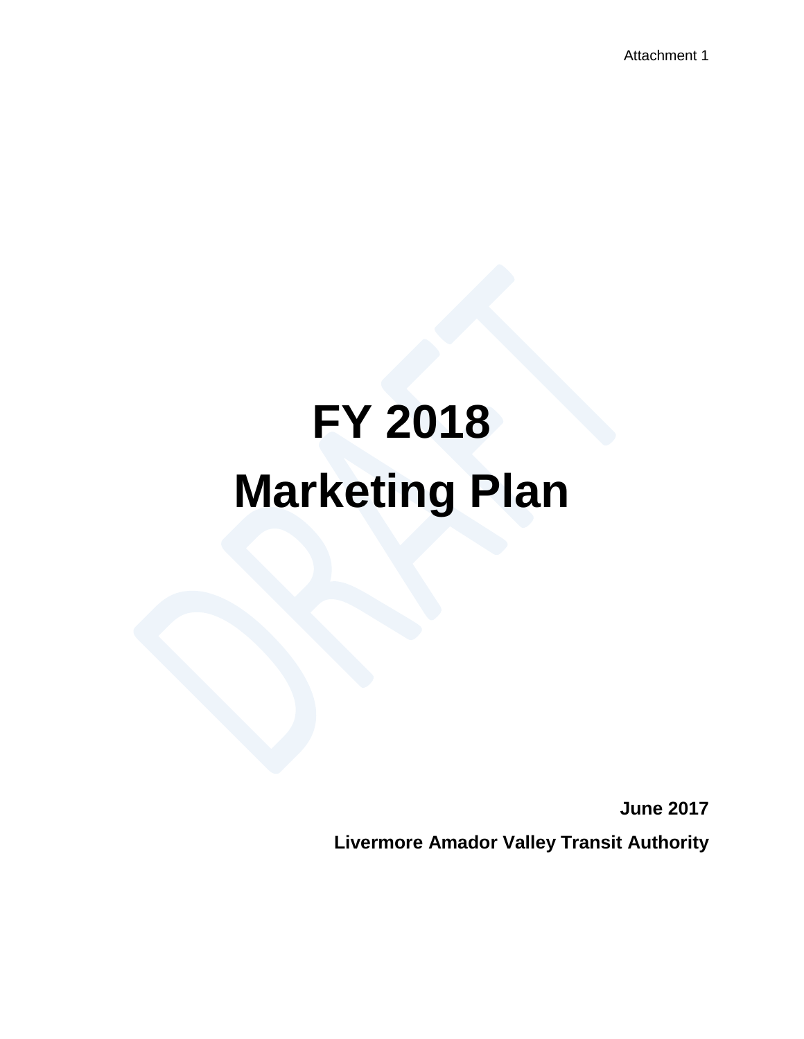Attachment 1

# FY 2018
# Marketing Plan

**June 2017**

**Livermore Amador Valley Transit Authority**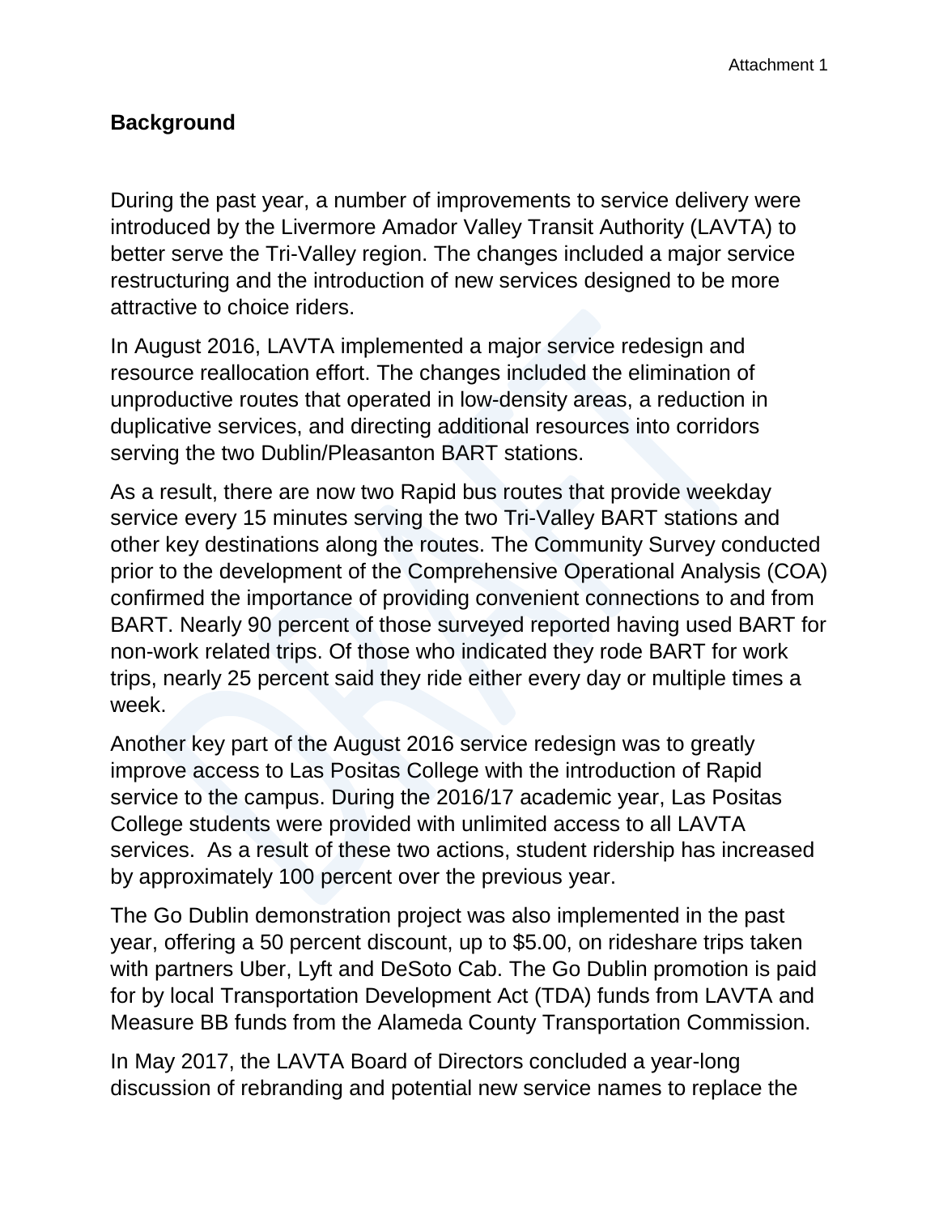## Background

During the past year, a number of improvements to service delivery were introduced by the Livermore Amador Valley Transit Authority (LAVTA) to better serve the Tri-Valley region. The changes included a major service restructuring and the introduction of new services designed to be more attractive to choice riders.

In August 2016, LAVTA implemented a major service redesign and resource reallocation effort. The changes included the elimination of unproductive routes that operated in low-density areas, a reduction in duplicative services, and directing additional resources into corridors serving the two Dublin/Pleasanton BART stations.

As a result, there are now two Rapid bus routes that provide weekday service every 15 minutes serving the two Tri-Valley BART stations and other key destinations along the routes. The Community Survey conducted prior to the development of the Comprehensive Operational Analysis (COA) confirmed the importance of providing convenient connections to and from BART. Nearly 90 percent of those surveyed reported having used BART for non-work related trips. Of those who indicated they rode BART for work trips, nearly 25 percent said they ride either every day or multiple times a week.

Another key part of the August 2016 service redesign was to greatly improve access to Las Positas College with the introduction of Rapid service to the campus. During the 2016/17 academic year, Las Positas College students were provided with unlimited access to all LAVTA services. As a result of these two actions, student ridership has increased by approximately 100 percent over the previous year.

The Go Dublin demonstration project was also implemented in the past year, offering a 50 percent discount, up to $5.00, on rideshare trips taken with partners Uber, Lyft and DeSoto Cab. The Go Dublin promotion is paid for by local Transportation Development Act (TDA) funds from LAVTA and Measure BB funds from the Alameda County Transportation Commission.

In May 2017, the LAVTA Board of Directors concluded a year-long discussion of rebranding and potential new service names to replace the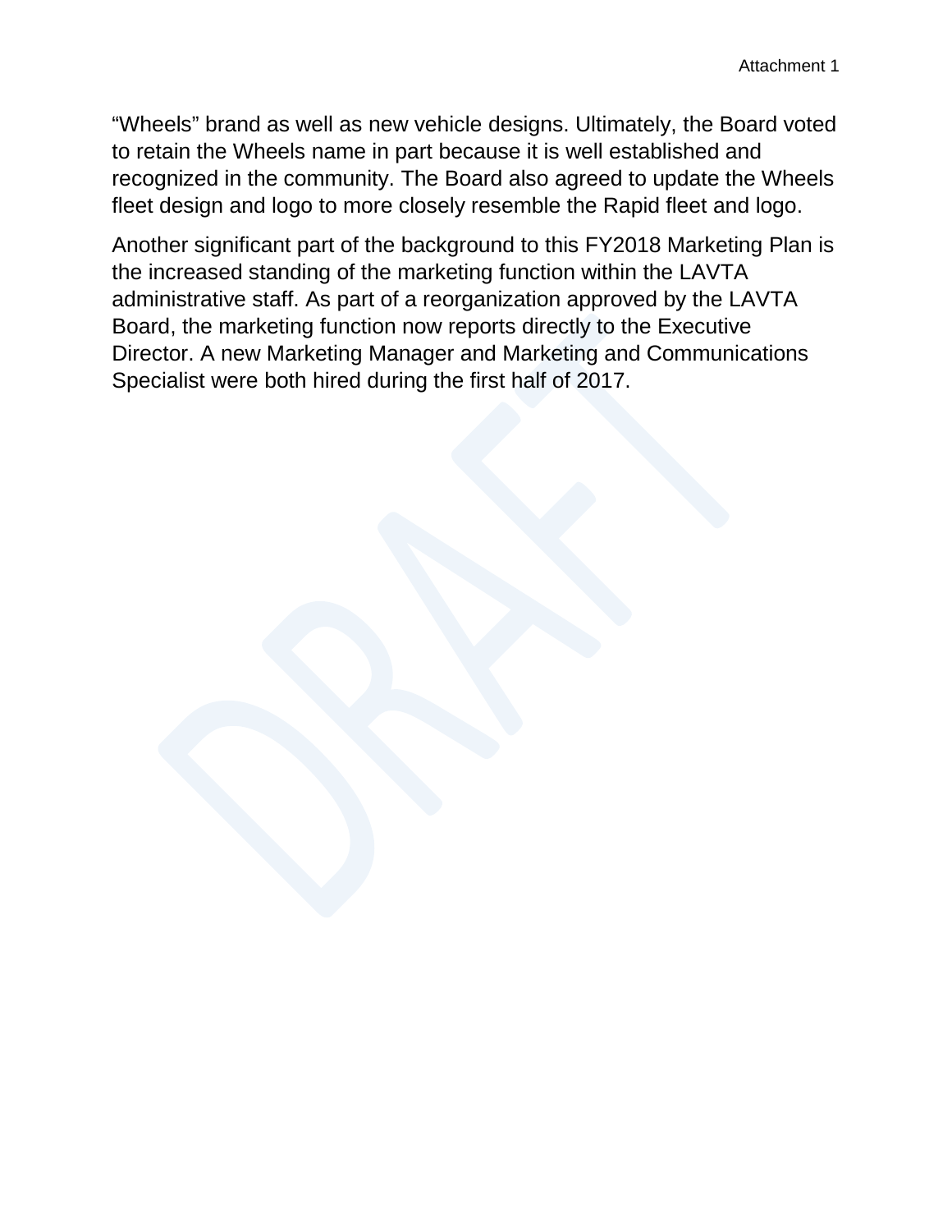“Wheels” brand as well as new vehicle designs. Ultimately, the Board voted to retain the Wheels name in part because it is well established and recognized in the community. The Board also agreed to update the Wheels fleet design and logo to more closely resemble the Rapid fleet and logo.

Another significant part of the background to this FY2018 Marketing Plan is the increased standing of the marketing function within the LAVTA administrative staff. As part of a reorganization approved by the LAVTA Board, the marketing function now reports directly to the Executive Director. A new Marketing Manager and Marketing and Communications Specialist were both hired during the first half of 2017.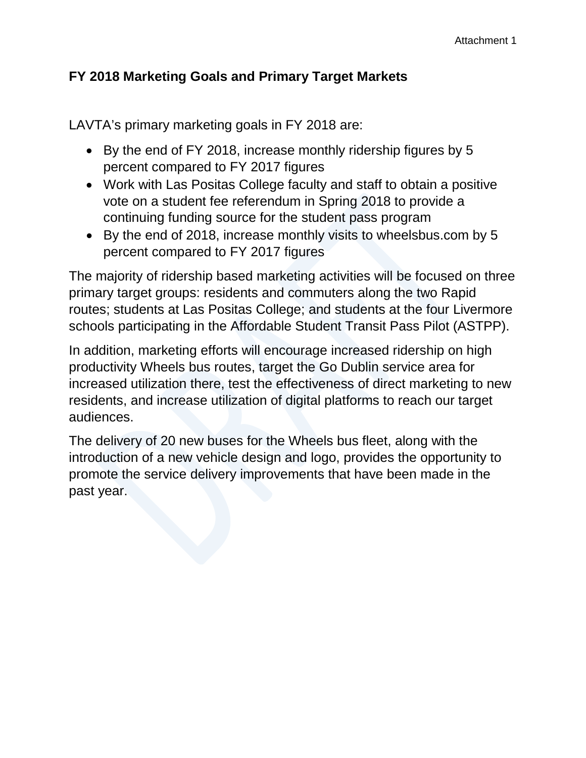Attachment 1

## FY 2018 Marketing Goals and Primary Target Markets

LAVTA's primary marketing goals in FY 2018 are:

- By the end of FY 2018, increase monthly ridership figures by 5 percent compared to FY 2017 figures
- Work with Las Positas College faculty and staff to obtain a positive vote on a student fee referendum in Spring 2018 to provide a continuing funding source for the student pass program
- By the end of 2018, increase monthly visits to wheelsbus.com by 5 percent compared to FY 2017 figures

The majority of ridership based marketing activities will be focused on three primary target groups: residents and commuters along the two Rapid routes; students at Las Positas College; and students at the four Livermore schools participating in the Affordable Student Transit Pass Pilot (ASTPP).

In addition, marketing efforts will encourage increased ridership on high productivity Wheels bus routes, target the Go Dublin service area for increased utilization there, test the effectiveness of direct marketing to new residents, and increase utilization of digital platforms to reach our target audiences.

The delivery of 20 new buses for the Wheels bus fleet, along with the introduction of a new vehicle design and logo, provides the opportunity to promote the service delivery improvements that have been made in the past year.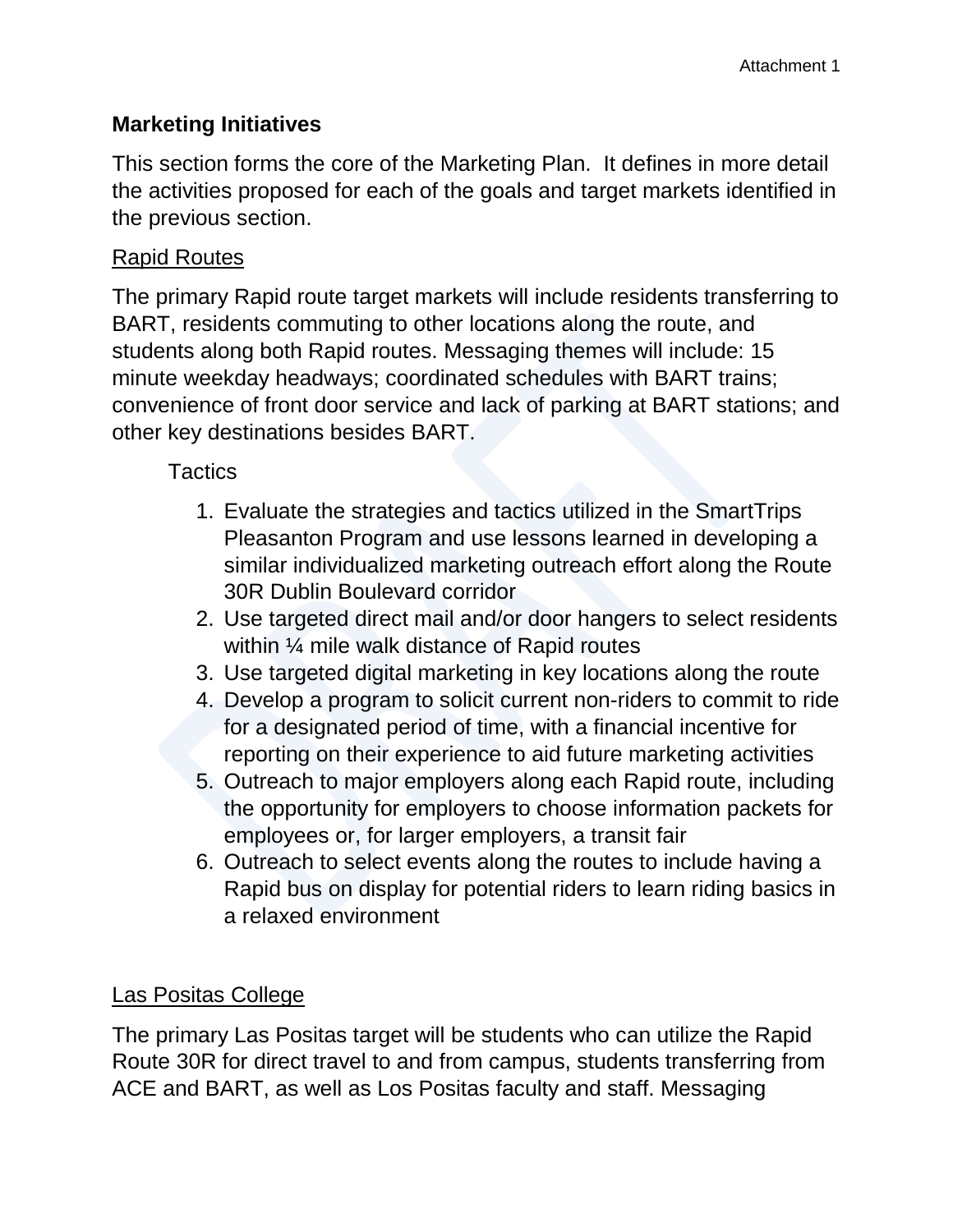## Marketing Initiatives

This section forms the core of the Marketing Plan. It defines in more detail the activities proposed for each of the goals and target markets identified in the previous section.

### Rapid Routes

The primary Rapid route target markets will include residents transferring to BART, residents commuting to other locations along the route, and students along both Rapid routes. Messaging themes will include: 15 minute weekday headways; coordinated schedules with BART trains; convenience of front door service and lack of parking at BART stations; and other key destinations besides BART.

Tactics

1. Evaluate the strategies and tactics utilized in the SmartTrips Pleasanton Program and use lessons learned in developing a similar individualized marketing outreach effort along the Route 30R Dublin Boulevard corridor
2. Use targeted direct mail and/or door hangers to select residents within ¼ mile walk distance of Rapid routes
3. Use targeted digital marketing in key locations along the route
4. Develop a program to solicit current non-riders to commit to ride for a designated period of time, with a financial incentive for reporting on their experience to aid future marketing activities
5. Outreach to major employers along each Rapid route, including the opportunity for employers to choose information packets for employees or, for larger employers, a transit fair
6. Outreach to select events along the routes to include having a Rapid bus on display for potential riders to learn riding basics in a relaxed environment

### Las Positas College

The primary Las Positas target will be students who can utilize the Rapid Route 30R for direct travel to and from campus, students transferring from ACE and BART, as well as Los Positas faculty and staff. Messaging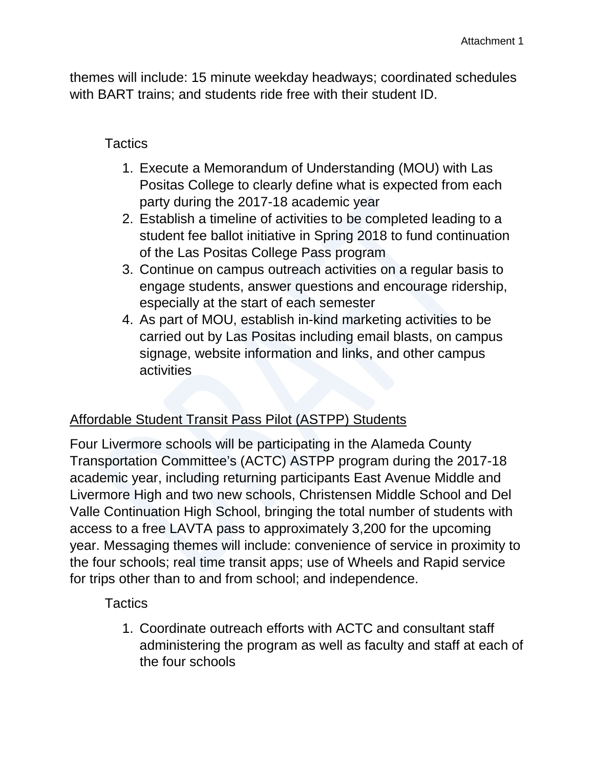themes will include: 15 minute weekday headways; coordinated schedules with BART trains; and students ride free with their student ID.

Tactics

1. Execute a Memorandum of Understanding (MOU) with Las Positas College to clearly define what is expected from each party during the 2017-18 academic year
2. Establish a timeline of activities to be completed leading to a student fee ballot initiative in Spring 2018 to fund continuation of the Las Positas College Pass program
3. Continue on campus outreach activities on a regular basis to engage students, answer questions and encourage ridership, especially at the start of each semester
4. As part of MOU, establish in-kind marketing activities to be carried out by Las Positas including email blasts, on campus signage, website information and links, and other campus activities

Affordable Student Transit Pass Pilot (ASTPP) Students

Four Livermore schools will be participating in the Alameda County Transportation Committee's (ACTC) ASTPP program during the 2017-18 academic year, including returning participants East Avenue Middle and Livermore High and two new schools, Christensen Middle School and Del Valle Continuation High School, bringing the total number of students with access to a free LAVTA pass to approximately 3,200 for the upcoming year. Messaging themes will include: convenience of service in proximity to the four schools; real time transit apps; use of Wheels and Rapid service for trips other than to and from school; and independence.

Tactics

1. Coordinate outreach efforts with ACTC and consultant staff administering the program as well as faculty and staff at each of the four schools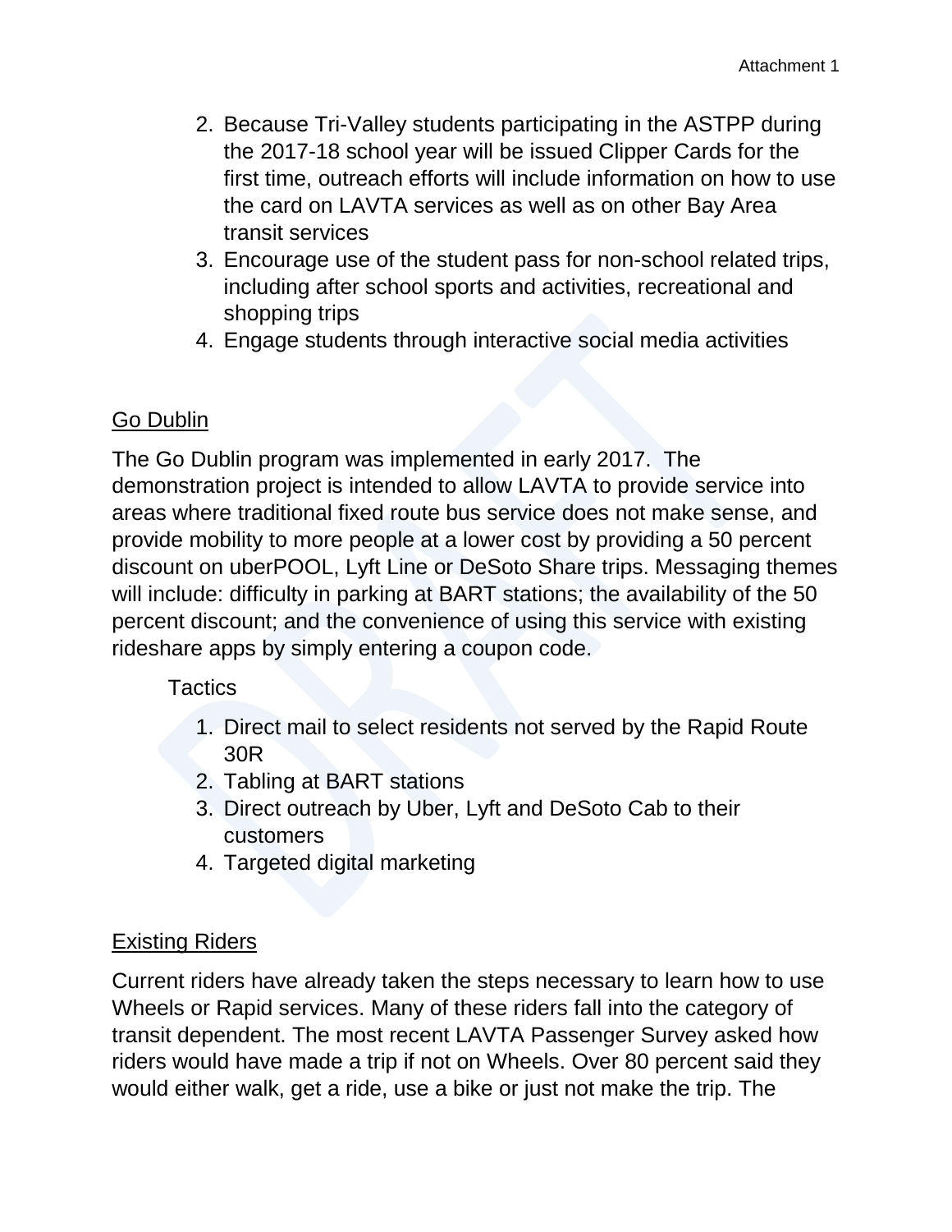2. Because Tri-Valley students participating in the ASTPP during the 2017-18 school year will be issued Clipper Cards for the first time, outreach efforts will include information on how to use the card on LAVTA services as well as on other Bay Area transit services
3. Encourage use of the student pass for non-school related trips, including after school sports and activities, recreational and shopping trips
4. Engage students through interactive social media activities

## Go Dublin

The Go Dublin program was implemented in early 2017. The demonstration project is intended to allow LAVTA to provide service into areas where traditional fixed route bus service does not make sense, and provide mobility to more people at a lower cost by providing a 50 percent discount on uberPOOL, Lyft Line or DeSoto Share trips. Messaging themes will include: difficulty in parking at BART stations; the availability of the 50 percent discount; and the convenience of using this service with existing rideshare apps by simply entering a coupon code.

Tactics

1. Direct mail to select residents not served by the Rapid Route 30R
2. Tabling at BART stations
3. Direct outreach by Uber, Lyft and DeSoto Cab to their customers
4. Targeted digital marketing

## Existing Riders

Current riders have already taken the steps necessary to learn how to use Wheels or Rapid services. Many of these riders fall into the category of transit dependent. The most recent LAVTA Passenger Survey asked how riders would have made a trip if not on Wheels. Over 80 percent said they would either walk, get a ride, use a bike or just not make the trip. The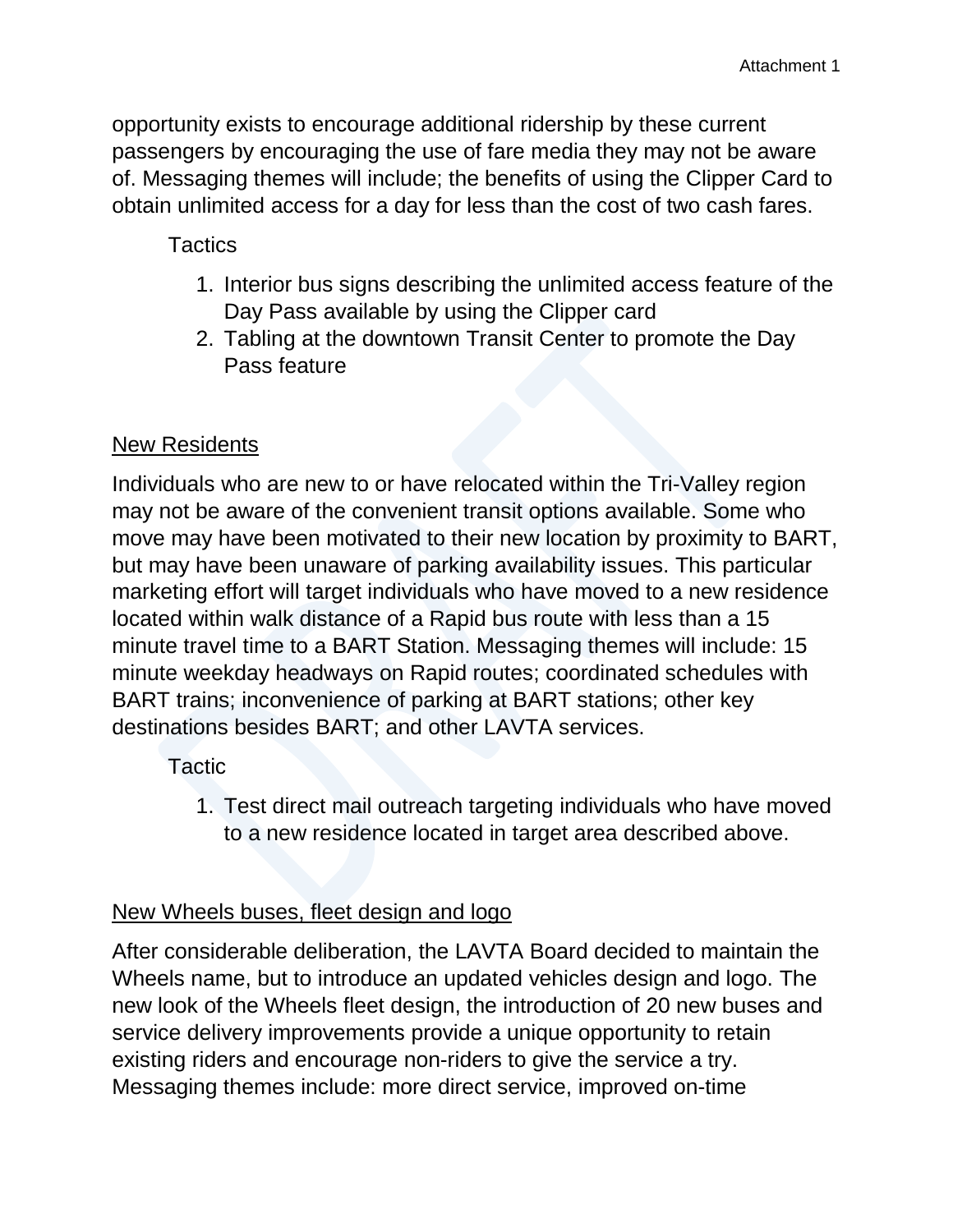opportunity exists to encourage additional ridership by these current passengers by encouraging the use of fare media they may not be aware of. Messaging themes will include; the benefits of using the Clipper Card to obtain unlimited access for a day for less than the cost of two cash fares.

Tactics

1. Interior bus signs describing the unlimited access feature of the Day Pass available by using the Clipper card
2. Tabling at the downtown Transit Center to promote the Day Pass feature

<u>New Residents</u>

Individuals who are new to or have relocated within the Tri-Valley region may not be aware of the convenient transit options available. Some who move may have been motivated to their new location by proximity to BART, but may have been unaware of parking availability issues. This particular marketing effort will target individuals who have moved to a new residence located within walk distance of a Rapid bus route with less than a 15 minute travel time to a BART Station. Messaging themes will include: 15 minute weekday headways on Rapid routes; coordinated schedules with BART trains; inconvenience of parking at BART stations; other key destinations besides BART; and other LAVTA services.

Tactic

1. Test direct mail outreach targeting individuals who have moved to a new residence located in target area described above.

<u>New Wheels buses, fleet design and logo</u>

After considerable deliberation, the LAVTA Board decided to maintain the Wheels name, but to introduce an updated vehicles design and logo. The new look of the Wheels fleet design, the introduction of 20 new buses and service delivery improvements provide a unique opportunity to retain existing riders and encourage non-riders to give the service a try. Messaging themes include: more direct service, improved on-time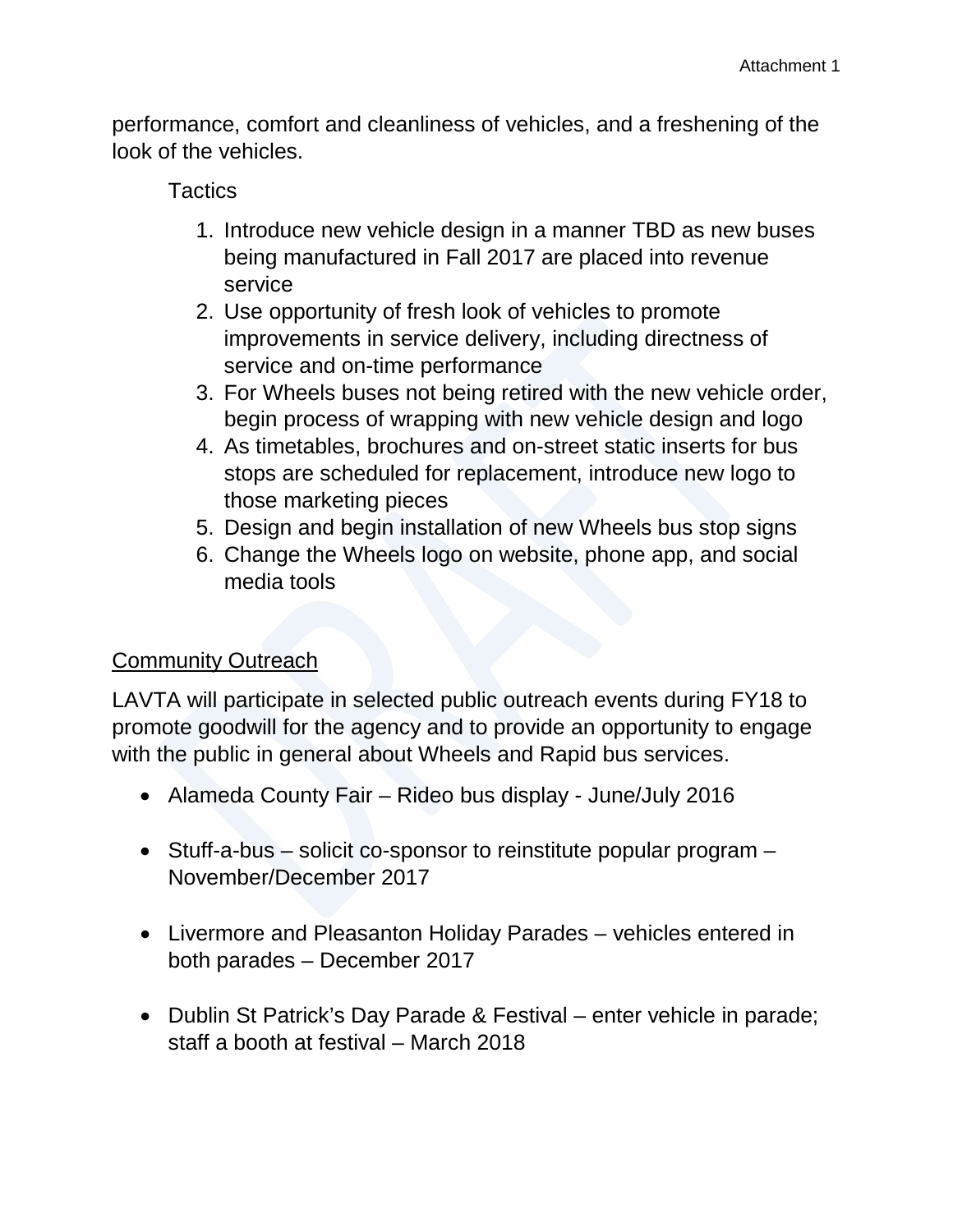performance, comfort and cleanliness of vehicles, and a freshening of the look of the vehicles.

Tactics

1. Introduce new vehicle design in a manner TBD as new buses being manufactured in Fall 2017 are placed into revenue service
2. Use opportunity of fresh look of vehicles to promote improvements in service delivery, including directness of service and on-time performance
3. For Wheels buses not being retired with the new vehicle order, begin process of wrapping with new vehicle design and logo
4. As timetables, brochures and on-street static inserts for bus stops are scheduled for replacement, introduce new logo to those marketing pieces
5. Design and begin installation of new Wheels bus stop signs
6. Change the Wheels logo on website, phone app, and social media tools

<u>Community Outreach</u>

LAVTA will participate in selected public outreach events during FY18 to promote goodwill for the agency and to provide an opportunity to engage with the public in general about Wheels and Rapid bus services.

- Alameda County Fair – Rideo bus display - June/July 2016
- Stuff-a-bus – solicit co-sponsor to reinstitute popular program – November/December 2017
- Livermore and Pleasanton Holiday Parades – vehicles entered in both parades – December 2017
- Dublin St Patrick's Day Parade & Festival – enter vehicle in parade; staff a booth at festival – March 2018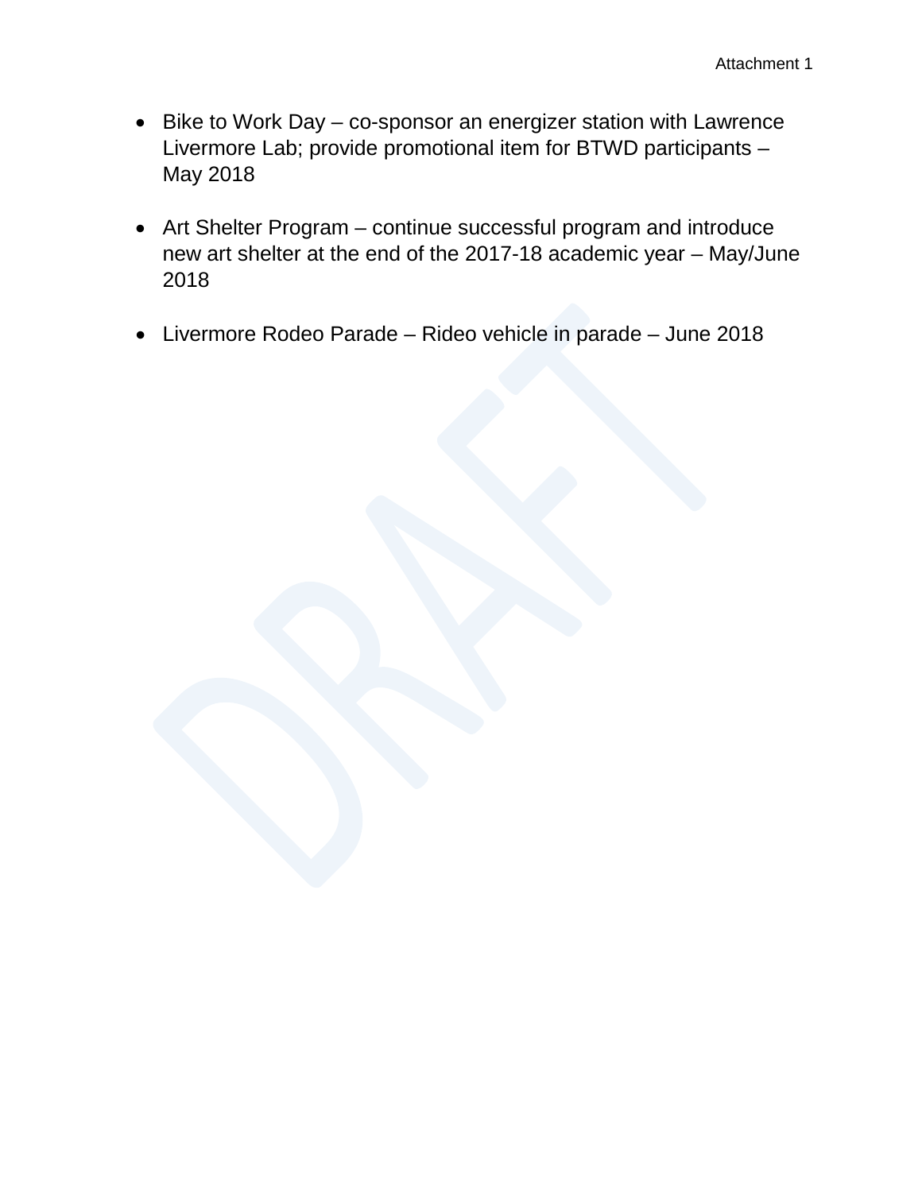- Bike to Work Day – co-sponsor an energizer station with Lawrence Livermore Lab; provide promotional item for BTWD participants – May 2018

- Art Shelter Program – continue successful program and introduce new art shelter at the end of the 2017-18 academic year – May/June 2018

- Livermore Rodeo Parade – Rideo vehicle in parade – June 2018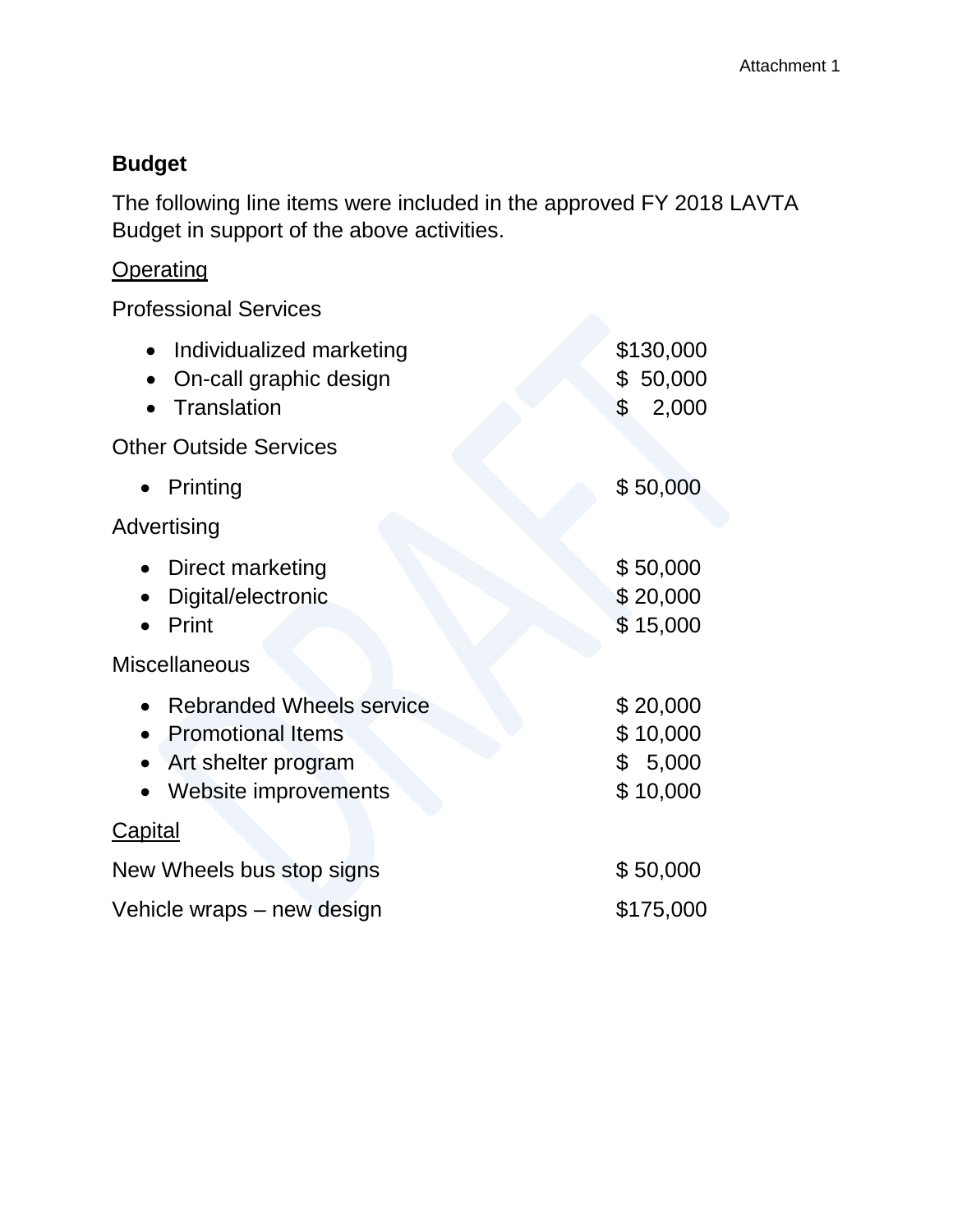**Budget**

The following line items were included in the approved FY 2018 LAVTA Budget in support of the above activities.

<u>Operating</u>

Professional Services

| | |
|---|---|
| • Individualized marketing | $130,000 |
| • On-call graphic design | $ 50,000 |
| • Translation | $ 2,000 |

Other Outside Services

| | |
|---|---|
| • Printing | $ 50,000 |

Advertising

| | |
|---|---|
| • Direct marketing | $ 50,000 |
| • Digital/electronic | $ 20,000 |
| • Print | $ 15,000 |

Miscellaneous

| | |
|---|---|
| • Rebranded Wheels service | $ 20,000 |
| • Promotional Items | $ 10,000 |
| • Art shelter program | $ 5,000 |
| • Website improvements | $ 10,000 |

<u>Capital</u>

| | |
|---|---|
| New Wheels bus stop signs | $ 50,000 |
| Vehicle wraps – new design | $175,000 |